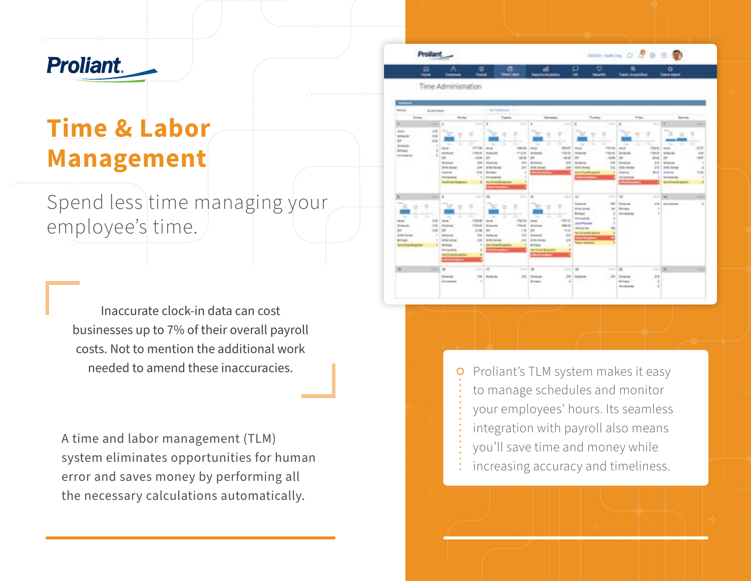Proliant

# Time & Labor Management

Spend less time managing your employee's time.

Inaccurate clock-in data can cost businesses up to 7% of their overall payroll costs. Not to mention the additional work needed to amend these inaccuracies.

A time and labor management (TLM) system eliminates opportunities for human error and saves money by performing all the necessary calculations automatically.

Proliant's TLM system makes it easy to manage schedules and monitor your employees' hours. Its seamless integration with payroll also means you'll save time and money while increasing accuracy and timeliness.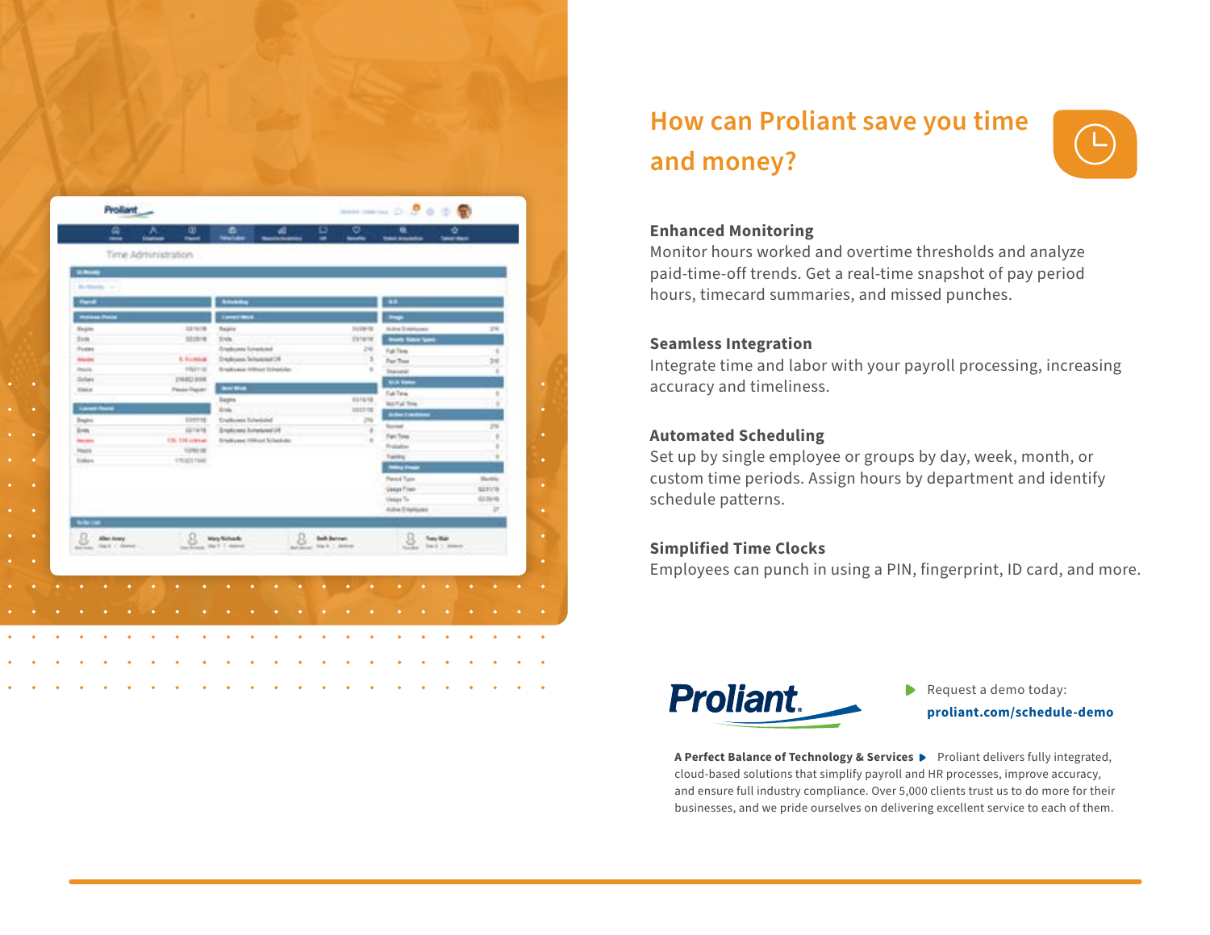## How can Proliant save you time and money?

**Enhanced Monitoring**
Monitor hours worked and overtime thresholds and analyze paid-time-off trends. Get a real-time snapshot of pay period hours, timecard summaries, and missed punches.

**Seamless Integration**
Integrate time and labor with your payroll processing, increasing accuracy and timeliness.

**Automated Scheduling**
Set up by single employee or groups by day, week, month, or custom time periods. Assign hours by department and identify schedule patterns.

**Simplified Time Clocks**
Employees can punch in using a PIN, fingerprint, ID card, and more.

Proliant

Request a demo today:
**proliant.com/schedule-demo**

**A Perfect Balance of Technology & Services** Proliant delivers fully integrated, cloud-based solutions that simplify payroll and HR processes, improve accuracy, and ensure full industry compliance. Over 5,000 clients trust us to do more for their businesses, and we pride ourselves on delivering excellent service to each of them.